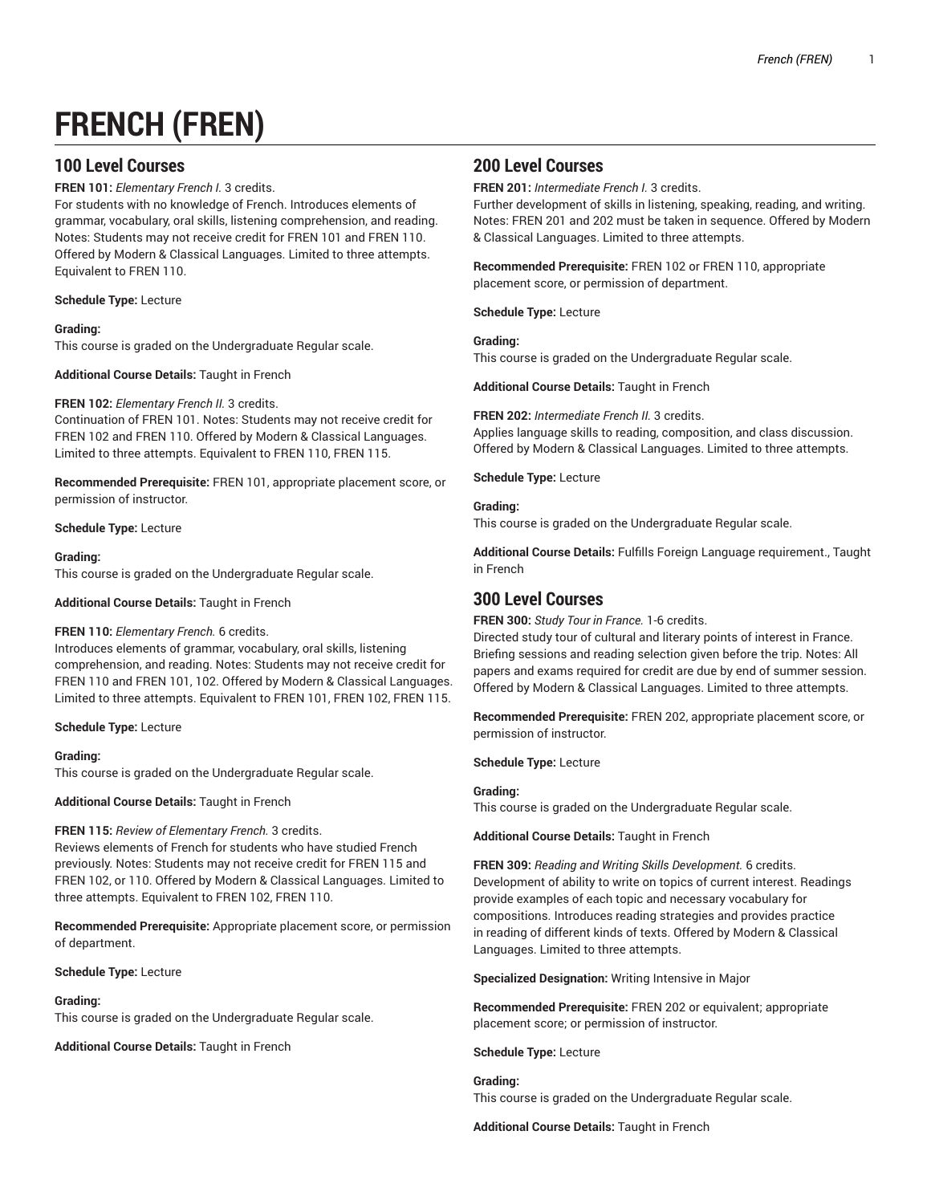# FRENCH (FREN)

## 100 Level Courses

**FREN 101:** *Elementary French I.* 3 credits.
For students with no knowledge of French. Introduces elements of grammar, vocabulary, oral skills, listening comprehension, and reading. Notes: Students may not receive credit for FREN 101 and FREN 110. Offered by Modern & Classical Languages. Limited to three attempts. Equivalent to FREN 110.

**Schedule Type:** Lecture

**Grading:**
This course is graded on the Undergraduate Regular scale.

**Additional Course Details:** Taught in French

**FREN 102:** *Elementary French II.* 3 credits.
Continuation of FREN 101. Notes: Students may not receive credit for FREN 102 and FREN 110. Offered by Modern & Classical Languages. Limited to three attempts. Equivalent to FREN 110, FREN 115.

**Recommended Prerequisite:** FREN 101, appropriate placement score, or permission of instructor.

**Schedule Type:** Lecture

**Grading:**
This course is graded on the Undergraduate Regular scale.

**Additional Course Details:** Taught in French

**FREN 110:** *Elementary French.* 6 credits.
Introduces elements of grammar, vocabulary, oral skills, listening comprehension, and reading. Notes: Students may not receive credit for FREN 110 and FREN 101, 102. Offered by Modern & Classical Languages. Limited to three attempts. Equivalent to FREN 101, FREN 102, FREN 115.

**Schedule Type:** Lecture

**Grading:**
This course is graded on the Undergraduate Regular scale.

**Additional Course Details:** Taught in French

**FREN 115:** *Review of Elementary French.* 3 credits.
Reviews elements of French for students who have studied French previously. Notes: Students may not receive credit for FREN 115 and FREN 102, or 110. Offered by Modern & Classical Languages. Limited to three attempts. Equivalent to FREN 102, FREN 110.

**Recommended Prerequisite:** Appropriate placement score, or permission of department.

**Schedule Type:** Lecture

**Grading:**
This course is graded on the Undergraduate Regular scale.

**Additional Course Details:** Taught in French

## 200 Level Courses

**FREN 201:** *Intermediate French I.* 3 credits.
Further development of skills in listening, speaking, reading, and writing. Notes: FREN 201 and 202 must be taken in sequence. Offered by Modern & Classical Languages. Limited to three attempts.

**Recommended Prerequisite:** FREN 102 or FREN 110, appropriate placement score, or permission of department.

**Schedule Type:** Lecture

**Grading:**
This course is graded on the Undergraduate Regular scale.

**Additional Course Details:** Taught in French

**FREN 202:** *Intermediate French II.* 3 credits.
Applies language skills to reading, composition, and class discussion. Offered by Modern & Classical Languages. Limited to three attempts.

**Schedule Type:** Lecture

**Grading:**
This course is graded on the Undergraduate Regular scale.

**Additional Course Details:** Fulfills Foreign Language requirement., Taught in French

## 300 Level Courses

**FREN 300:** *Study Tour in France.* 1-6 credits.
Directed study tour of cultural and literary points of interest in France. Briefing sessions and reading selection given before the trip. Notes: All papers and exams required for credit are due by end of summer session. Offered by Modern & Classical Languages. Limited to three attempts.

**Recommended Prerequisite:** FREN 202, appropriate placement score, or permission of instructor.

**Schedule Type:** Lecture

**Grading:**
This course is graded on the Undergraduate Regular scale.

**Additional Course Details:** Taught in French

**FREN 309:** *Reading and Writing Skills Development.* 6 credits.
Development of ability to write on topics of current interest. Readings provide examples of each topic and necessary vocabulary for compositions. Introduces reading strategies and provides practice in reading of different kinds of texts. Offered by Modern & Classical Languages. Limited to three attempts.

**Specialized Designation:** Writing Intensive in Major

**Recommended Prerequisite:** FREN 202 or equivalent; appropriate placement score; or permission of instructor.

**Schedule Type:** Lecture

**Grading:**
This course is graded on the Undergraduate Regular scale.

**Additional Course Details:** Taught in French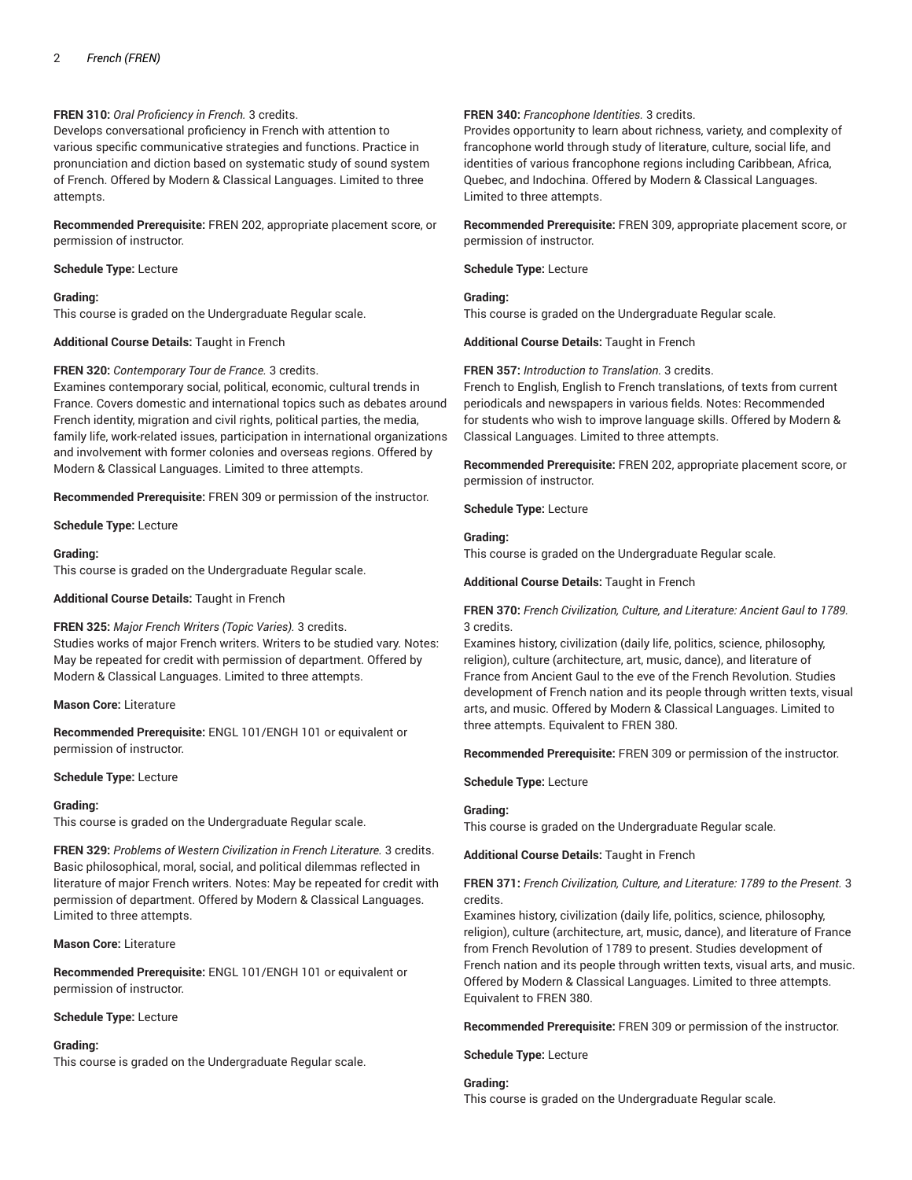**FREN 310:** *Oral Proficiency in French.* 3 credits.
Develops conversational proficiency in French with attention to various specific communicative strategies and functions. Practice in pronunciation and diction based on systematic study of sound system of French. Offered by Modern & Classical Languages. Limited to three attempts.

**Recommended Prerequisite:** FREN 202, appropriate placement score, or permission of instructor.

**Schedule Type:** Lecture

**Grading:**
This course is graded on the Undergraduate Regular scale.

**Additional Course Details:** Taught in French

**FREN 320:** *Contemporary Tour de France.* 3 credits.
Examines contemporary social, political, economic, cultural trends in France. Covers domestic and international topics such as debates around French identity, migration and civil rights, political parties, the media, family life, work-related issues, participation in international organizations and involvement with former colonies and overseas regions. Offered by Modern & Classical Languages. Limited to three attempts.

**Recommended Prerequisite:** FREN 309 or permission of the instructor.

**Schedule Type:** Lecture

**Grading:**
This course is graded on the Undergraduate Regular scale.

**Additional Course Details:** Taught in French

**FREN 325:** *Major French Writers (Topic Varies).* 3 credits.
Studies works of major French writers. Writers to be studied vary. Notes: May be repeated for credit with permission of department. Offered by Modern & Classical Languages. Limited to three attempts.

**Mason Core:** Literature

**Recommended Prerequisite:** ENGL 101/ENGH 101 or equivalent or permission of instructor.

**Schedule Type:** Lecture

**Grading:**
This course is graded on the Undergraduate Regular scale.

**FREN 329:** *Problems of Western Civilization in French Literature.* 3 credits.
Basic philosophical, moral, social, and political dilemmas reflected in literature of major French writers. Notes: May be repeated for credit with permission of department. Offered by Modern & Classical Languages. Limited to three attempts.

**Mason Core:** Literature

**Recommended Prerequisite:** ENGL 101/ENGH 101 or equivalent or permission of instructor.

**Schedule Type:** Lecture

**Grading:**
This course is graded on the Undergraduate Regular scale.

**FREN 340:** *Francophone Identities.* 3 credits.
Provides opportunity to learn about richness, variety, and complexity of francophone world through study of literature, culture, social life, and identities of various francophone regions including Caribbean, Africa, Quebec, and Indochina. Offered by Modern & Classical Languages. Limited to three attempts.

**Recommended Prerequisite:** FREN 309, appropriate placement score, or permission of instructor.

**Schedule Type:** Lecture

**Grading:**
This course is graded on the Undergraduate Regular scale.

**Additional Course Details:** Taught in French

**FREN 357:** *Introduction to Translation.* 3 credits.
French to English, English to French translations, of texts from current periodicals and newspapers in various fields. Notes: Recommended for students who wish to improve language skills. Offered by Modern & Classical Languages. Limited to three attempts.

**Recommended Prerequisite:** FREN 202, appropriate placement score, or permission of instructor.

**Schedule Type:** Lecture

**Grading:**
This course is graded on the Undergraduate Regular scale.

**Additional Course Details:** Taught in French

**FREN 370:** *French Civilization, Culture, and Literature: Ancient Gaul to 1789.* 3 credits.
Examines history, civilization (daily life, politics, science, philosophy, religion), culture (architecture, art, music, dance), and literature of France from Ancient Gaul to the eve of the French Revolution. Studies development of French nation and its people through written texts, visual arts, and music. Offered by Modern & Classical Languages. Limited to three attempts. Equivalent to FREN 380.

**Recommended Prerequisite:** FREN 309 or permission of the instructor.

**Schedule Type:** Lecture

**Grading:**
This course is graded on the Undergraduate Regular scale.

**Additional Course Details:** Taught in French

**FREN 371:** *French Civilization, Culture, and Literature: 1789 to the Present.* 3 credits.
Examines history, civilization (daily life, politics, science, philosophy, religion), culture (architecture, art, music, dance), and literature of France from French Revolution of 1789 to present. Studies development of French nation and its people through written texts, visual arts, and music. Offered by Modern & Classical Languages. Limited to three attempts. Equivalent to FREN 380.

**Recommended Prerequisite:** FREN 309 or permission of the instructor.

**Schedule Type:** Lecture

**Grading:**
This course is graded on the Undergraduate Regular scale.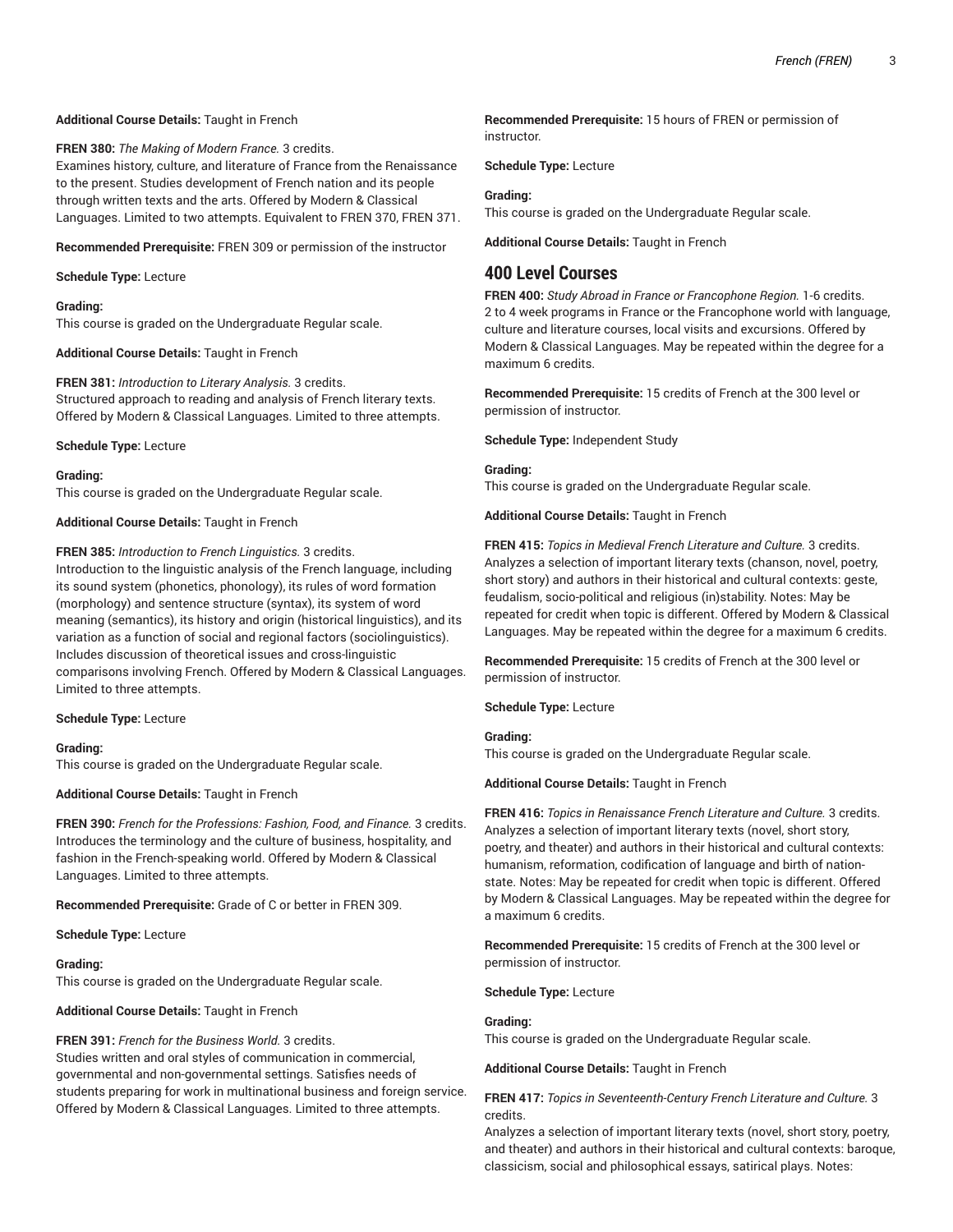**Additional Course Details:** Taught in French

**FREN 380:** *The Making of Modern France.* 3 credits.
Examines history, culture, and literature of France from the Renaissance to the present. Studies development of French nation and its people through written texts and the arts. Offered by Modern & Classical Languages. Limited to two attempts. Equivalent to FREN 370, FREN 371.

**Recommended Prerequisite:** FREN 309 or permission of the instructor

**Schedule Type:** Lecture

**Grading:**
This course is graded on the Undergraduate Regular scale.

**Additional Course Details:** Taught in French

**FREN 381:** *Introduction to Literary Analysis.* 3 credits.
Structured approach to reading and analysis of French literary texts. Offered by Modern & Classical Languages. Limited to three attempts.

**Schedule Type:** Lecture

**Grading:**
This course is graded on the Undergraduate Regular scale.

**Additional Course Details:** Taught in French

**FREN 385:** *Introduction to French Linguistics.* 3 credits.
Introduction to the linguistic analysis of the French language, including its sound system (phonetics, phonology), its rules of word formation (morphology) and sentence structure (syntax), its system of word meaning (semantics), its history and origin (historical linguistics), and its variation as a function of social and regional factors (sociolinguistics). Includes discussion of theoretical issues and cross-linguistic comparisons involving French. Offered by Modern & Classical Languages. Limited to three attempts.

**Schedule Type:** Lecture

**Grading:**
This course is graded on the Undergraduate Regular scale.

**Additional Course Details:** Taught in French

**FREN 390:** *French for the Professions: Fashion, Food, and Finance.* 3 credits.
Introduces the terminology and the culture of business, hospitality, and fashion in the French-speaking world. Offered by Modern & Classical Languages. Limited to three attempts.

**Recommended Prerequisite:** Grade of C or better in FREN 309.

**Schedule Type:** Lecture

**Grading:**
This course is graded on the Undergraduate Regular scale.

**Additional Course Details:** Taught in French

**FREN 391:** *French for the Business World.* 3 credits.
Studies written and oral styles of communication in commercial, governmental and non-governmental settings. Satisfies needs of students preparing for work in multinational business and foreign service. Offered by Modern & Classical Languages. Limited to three attempts.

**Recommended Prerequisite:** 15 hours of FREN or permission of instructor.

**Schedule Type:** Lecture

**Grading:**
This course is graded on the Undergraduate Regular scale.

**Additional Course Details:** Taught in French

## 400 Level Courses

**FREN 400:** *Study Abroad in France or Francophone Region.* 1-6 credits.
2 to 4 week programs in France or the Francophone world with language, culture and literature courses, local visits and excursions. Offered by Modern & Classical Languages. May be repeated within the degree for a maximum 6 credits.

**Recommended Prerequisite:** 15 credits of French at the 300 level or permission of instructor.

**Schedule Type:** Independent Study

**Grading:**
This course is graded on the Undergraduate Regular scale.

**Additional Course Details:** Taught in French

**FREN 415:** *Topics in Medieval French Literature and Culture.* 3 credits.
Analyzes a selection of important literary texts (chanson, novel, poetry, short story) and authors in their historical and cultural contexts: geste, feudalism, socio-political and religious (in)stability. Notes: May be repeated for credit when topic is different. Offered by Modern & Classical Languages. May be repeated within the degree for a maximum 6 credits.

**Recommended Prerequisite:** 15 credits of French at the 300 level or permission of instructor.

**Schedule Type:** Lecture

**Grading:**
This course is graded on the Undergraduate Regular scale.

**Additional Course Details:** Taught in French

**FREN 416:** *Topics in Renaissance French Literature and Culture.* 3 credits.
Analyzes a selection of important literary texts (novel, short story, poetry, and theater) and authors in their historical and cultural contexts: humanism, reformation, codification of language and birth of nation-state. Notes: May be repeated for credit when topic is different. Offered by Modern & Classical Languages. May be repeated within the degree for a maximum 6 credits.

**Recommended Prerequisite:** 15 credits of French at the 300 level or permission of instructor.

**Schedule Type:** Lecture

**Grading:**
This course is graded on the Undergraduate Regular scale.

**Additional Course Details:** Taught in French

**FREN 417:** *Topics in Seventeenth-Century French Literature and Culture.* 3 credits.
Analyzes a selection of important literary texts (novel, short story, poetry, and theater) and authors in their historical and cultural contexts: baroque, classicism, social and philosophical essays, satirical plays. Notes: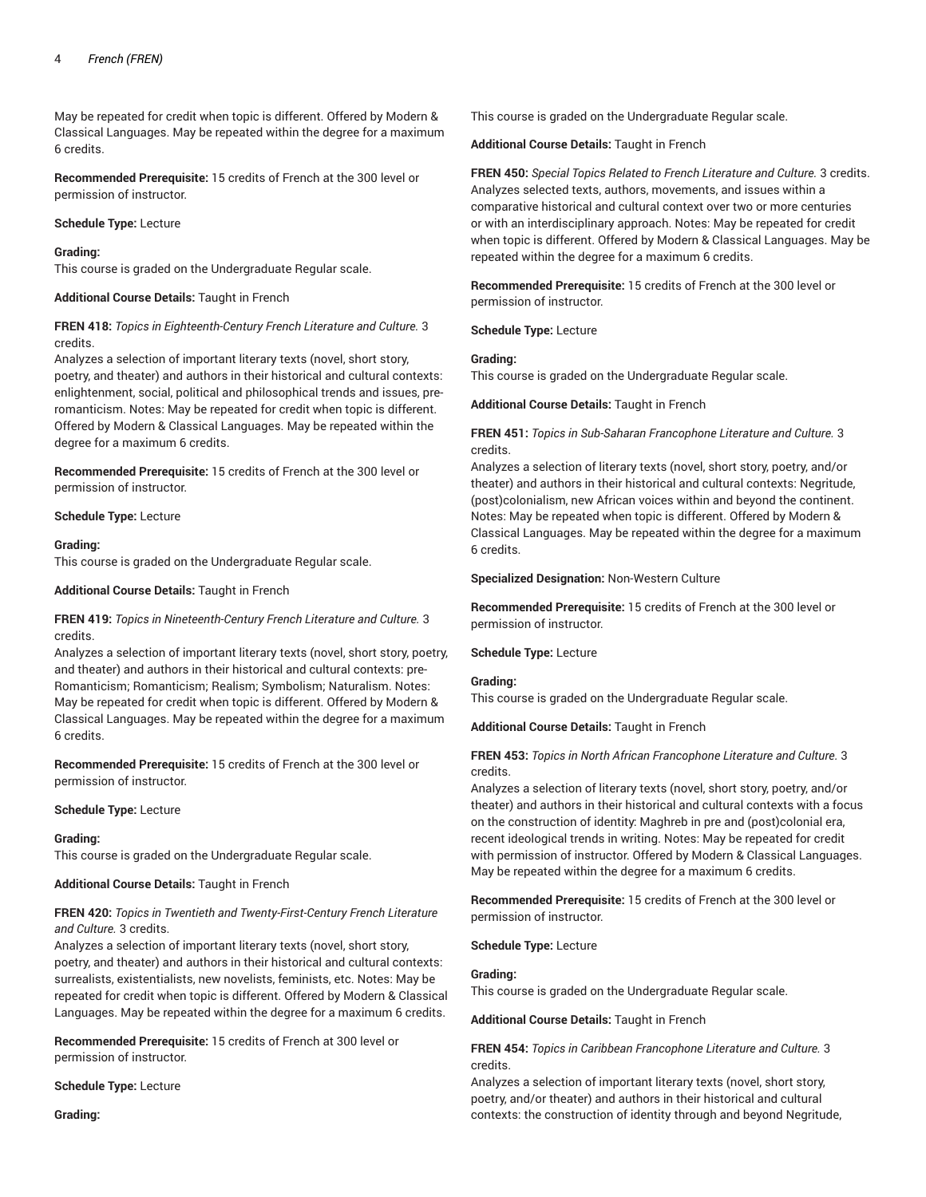May be repeated for credit when topic is different. Offered by Modern & Classical Languages. May be repeated within the degree for a maximum 6 credits.

**Recommended Prerequisite:** 15 credits of French at the 300 level or permission of instructor.

**Schedule Type:** Lecture

**Grading:**
This course is graded on the Undergraduate Regular scale.

**Additional Course Details:** Taught in French

**FREN 418:** *Topics in Eighteenth-Century French Literature and Culture.* 3 credits.
Analyzes a selection of important literary texts (novel, short story, poetry, and theater) and authors in their historical and cultural contexts: enlightenment, social, political and philosophical trends and issues, pre-romanticism. Notes: May be repeated for credit when topic is different. Offered by Modern & Classical Languages. May be repeated within the degree for a maximum 6 credits.

**Recommended Prerequisite:** 15 credits of French at the 300 level or permission of instructor.

**Schedule Type:** Lecture

**Grading:**
This course is graded on the Undergraduate Regular scale.

**Additional Course Details:** Taught in French

**FREN 419:** *Topics in Nineteenth-Century French Literature and Culture.* 3 credits.
Analyzes a selection of important literary texts (novel, short story, poetry, and theater) and authors in their historical and cultural contexts: pre-Romanticism; Romanticism; Realism; Symbolism; Naturalism. Notes: May be repeated for credit when topic is different. Offered by Modern & Classical Languages. May be repeated within the degree for a maximum 6 credits.

**Recommended Prerequisite:** 15 credits of French at the 300 level or permission of instructor.

**Schedule Type:** Lecture

**Grading:**
This course is graded on the Undergraduate Regular scale.

**Additional Course Details:** Taught in French

**FREN 420:** *Topics in Twentieth and Twenty-First-Century French Literature and Culture.* 3 credits.
Analyzes a selection of important literary texts (novel, short story, poetry, and theater) and authors in their historical and cultural contexts: surrealists, existentialists, new novelists, feminists, etc. Notes: May be repeated for credit when topic is different. Offered by Modern & Classical Languages. May be repeated within the degree for a maximum 6 credits.

**Recommended Prerequisite:** 15 credits of French at 300 level or permission of instructor.

**Schedule Type:** Lecture

**Grading:**
This course is graded on the Undergraduate Regular scale.

**Additional Course Details:** Taught in French

**FREN 450:** *Special Topics Related to French Literature and Culture.* 3 credits.
Analyzes selected texts, authors, movements, and issues within a comparative historical and cultural context over two or more centuries or with an interdisciplinary approach. Notes: May be repeated for credit when topic is different. Offered by Modern & Classical Languages. May be repeated within the degree for a maximum 6 credits.

**Recommended Prerequisite:** 15 credits of French at the 300 level or permission of instructor.

**Schedule Type:** Lecture

**Grading:**
This course is graded on the Undergraduate Regular scale.

**Additional Course Details:** Taught in French

**FREN 451:** *Topics in Sub-Saharan Francophone Literature and Culture.* 3 credits.
Analyzes a selection of literary texts (novel, short story, poetry, and/or theater) and authors in their historical and cultural contexts: Negritude, (post)colonialism, new African voices within and beyond the continent. Notes: May be repeated when topic is different. Offered by Modern & Classical Languages. May be repeated within the degree for a maximum 6 credits.

**Specialized Designation:** Non-Western Culture

**Recommended Prerequisite:** 15 credits of French at the 300 level or permission of instructor.

**Schedule Type:** Lecture

**Grading:**
This course is graded on the Undergraduate Regular scale.

**Additional Course Details:** Taught in French

**FREN 453:** *Topics in North African Francophone Literature and Culture.* 3 credits.
Analyzes a selection of literary texts (novel, short story, poetry, and/or theater) and authors in their historical and cultural contexts with a focus on the construction of identity: Maghreb in pre and (post)colonial era, recent ideological trends in writing. Notes: May be repeated for credit with permission of instructor. Offered by Modern & Classical Languages. May be repeated within the degree for a maximum 6 credits.

**Recommended Prerequisite:** 15 credits of French at the 300 level or permission of instructor.

**Schedule Type:** Lecture

**Grading:**
This course is graded on the Undergraduate Regular scale.

**Additional Course Details:** Taught in French

**FREN 454:** *Topics in Caribbean Francophone Literature and Culture.* 3 credits.
Analyzes a selection of important literary texts (novel, short story, poetry, and/or theater) and authors in their historical and cultural contexts: the construction of identity through and beyond Negritude,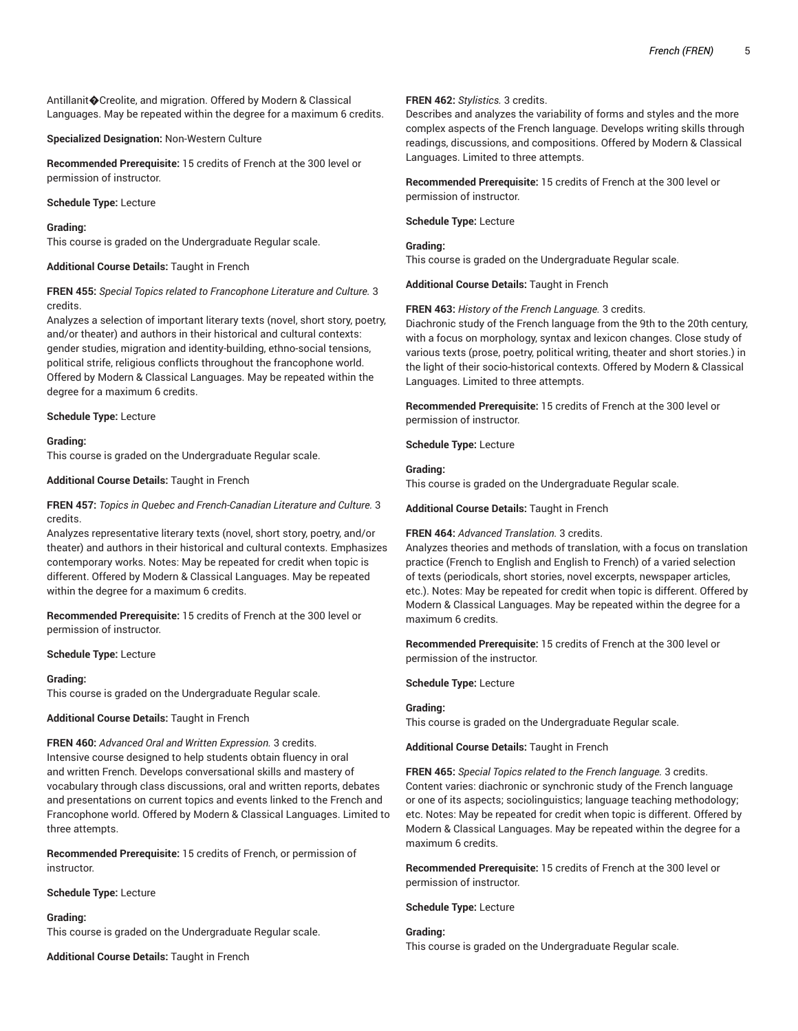Antillanit�Creolite, and migration. Offered by Modern & Classical Languages. May be repeated within the degree for a maximum 6 credits.

**Specialized Designation:** Non-Western Culture

**Recommended Prerequisite:** 15 credits of French at the 300 level or permission of instructor.

**Schedule Type:** Lecture

**Grading:**
This course is graded on the Undergraduate Regular scale.

**Additional Course Details:** Taught in French

**FREN 455:** *Special Topics related to Francophone Literature and Culture.* 3 credits.
Analyzes a selection of important literary texts (novel, short story, poetry, and/or theater) and authors in their historical and cultural contexts: gender studies, migration and identity-building, ethno-social tensions, political strife, religious conflicts throughout the francophone world. Offered by Modern & Classical Languages. May be repeated within the degree for a maximum 6 credits.

**Schedule Type:** Lecture

**Grading:**
This course is graded on the Undergraduate Regular scale.

**Additional Course Details:** Taught in French

**FREN 457:** *Topics in Quebec and French-Canadian Literature and Culture.* 3 credits.
Analyzes representative literary texts (novel, short story, poetry, and/or theater) and authors in their historical and cultural contexts. Emphasizes contemporary works. Notes: May be repeated for credit when topic is different. Offered by Modern & Classical Languages. May be repeated within the degree for a maximum 6 credits.

**Recommended Prerequisite:** 15 credits of French at the 300 level or permission of instructor.

**Schedule Type:** Lecture

**Grading:**
This course is graded on the Undergraduate Regular scale.

**Additional Course Details:** Taught in French

**FREN 460:** *Advanced Oral and Written Expression.* 3 credits.
Intensive course designed to help students obtain fluency in oral and written French. Develops conversational skills and mastery of vocabulary through class discussions, oral and written reports, debates and presentations on current topics and events linked to the French and Francophone world. Offered by Modern & Classical Languages. Limited to three attempts.

**Recommended Prerequisite:** 15 credits of French, or permission of instructor.

**Schedule Type:** Lecture

**Grading:**
This course is graded on the Undergraduate Regular scale.

**Additional Course Details:** Taught in French

**FREN 462:** *Stylistics.* 3 credits.
Describes and analyzes the variability of forms and styles and the more complex aspects of the French language. Develops writing skills through readings, discussions, and compositions. Offered by Modern & Classical Languages. Limited to three attempts.

**Recommended Prerequisite:** 15 credits of French at the 300 level or permission of instructor.

**Schedule Type:** Lecture

**Grading:**
This course is graded on the Undergraduate Regular scale.

**Additional Course Details:** Taught in French

**FREN 463:** *History of the French Language.* 3 credits.
Diachronic study of the French language from the 9th to the 20th century, with a focus on morphology, syntax and lexicon changes. Close study of various texts (prose, poetry, political writing, theater and short stories.) in the light of their socio-historical contexts. Offered by Modern & Classical Languages. Limited to three attempts.

**Recommended Prerequisite:** 15 credits of French at the 300 level or permission of instructor.

**Schedule Type:** Lecture

**Grading:**
This course is graded on the Undergraduate Regular scale.

**Additional Course Details:** Taught in French

**FREN 464:** *Advanced Translation.* 3 credits.
Analyzes theories and methods of translation, with a focus on translation practice (French to English and English to French) of a varied selection of texts (periodicals, short stories, novel excerpts, newspaper articles, etc.). Notes: May be repeated for credit when topic is different. Offered by Modern & Classical Languages. May be repeated within the degree for a maximum 6 credits.

**Recommended Prerequisite:** 15 credits of French at the 300 level or permission of the instructor.

**Schedule Type:** Lecture

**Grading:**
This course is graded on the Undergraduate Regular scale.

**Additional Course Details:** Taught in French

**FREN 465:** *Special Topics related to the French language.* 3 credits.
Content varies: diachronic or synchronic study of the French language or one of its aspects; sociolinguistics; language teaching methodology; etc. Notes: May be repeated for credit when topic is different. Offered by Modern & Classical Languages. May be repeated within the degree for a maximum 6 credits.

**Recommended Prerequisite:** 15 credits of French at the 300 level or permission of instructor.

**Schedule Type:** Lecture

**Grading:**
This course is graded on the Undergraduate Regular scale.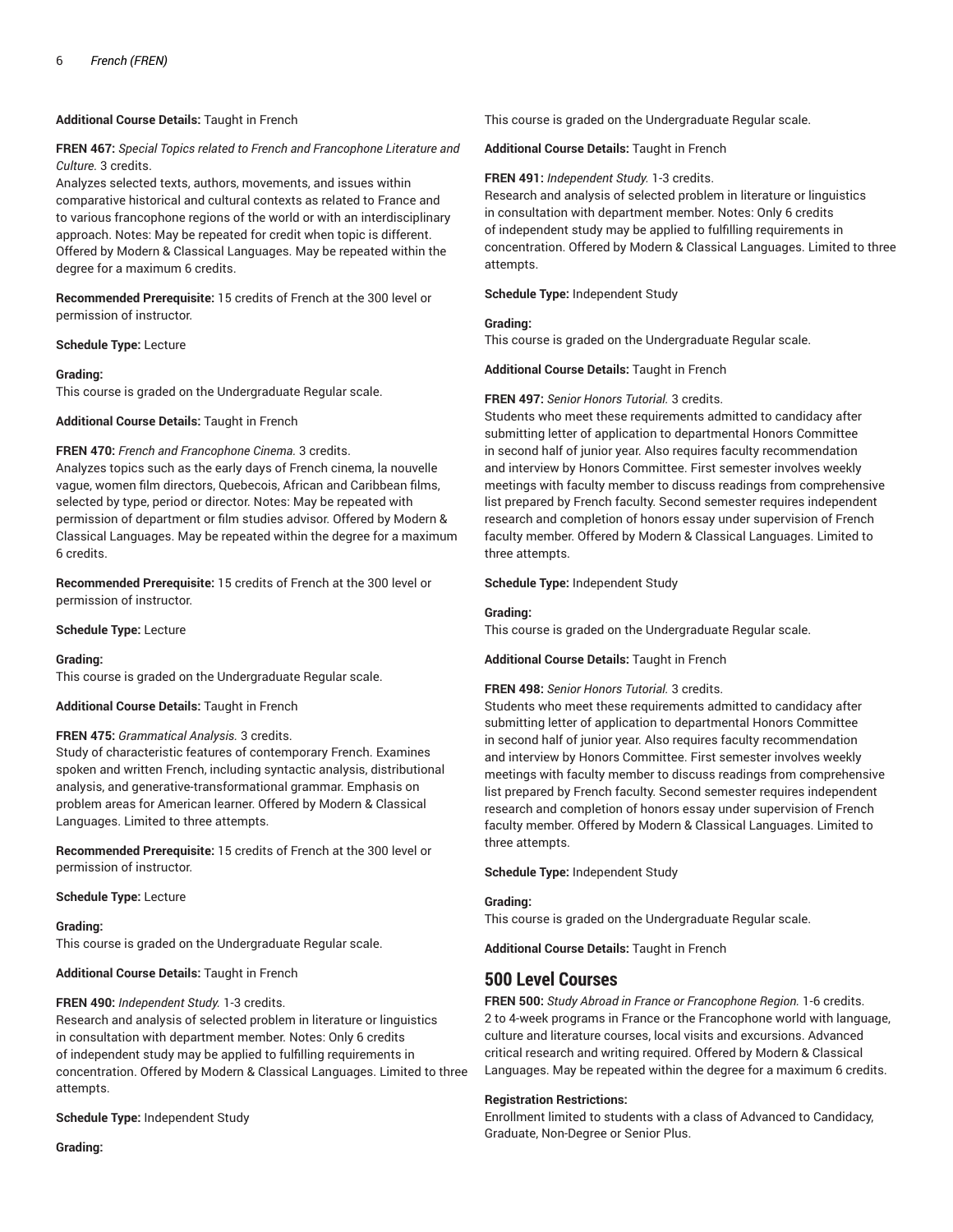**Additional Course Details:** Taught in French

**FREN 467:** *Special Topics related to French and Francophone Literature and Culture.* 3 credits.
Analyzes selected texts, authors, movements, and issues within comparative historical and cultural contexts as related to France and to various francophone regions of the world or with an interdisciplinary approach. Notes: May be repeated for credit when topic is different. Offered by Modern & Classical Languages. May be repeated within the degree for a maximum 6 credits.

**Recommended Prerequisite:** 15 credits of French at the 300 level or permission of instructor.

**Schedule Type:** Lecture

**Grading:**
This course is graded on the Undergraduate Regular scale.

**Additional Course Details:** Taught in French

**FREN 470:** *French and Francophone Cinema.* 3 credits.
Analyzes topics such as the early days of French cinema, la nouvelle vague, women film directors, Quebecois, African and Caribbean films, selected by type, period or director. Notes: May be repeated with permission of department or film studies advisor. Offered by Modern & Classical Languages. May be repeated within the degree for a maximum 6 credits.

**Recommended Prerequisite:** 15 credits of French at the 300 level or permission of instructor.

**Schedule Type:** Lecture

**Grading:**
This course is graded on the Undergraduate Regular scale.

**Additional Course Details:** Taught in French

**FREN 475:** *Grammatical Analysis.* 3 credits.
Study of characteristic features of contemporary French. Examines spoken and written French, including syntactic analysis, distributional analysis, and generative-transformational grammar. Emphasis on problem areas for American learner. Offered by Modern & Classical Languages. Limited to three attempts.

**Recommended Prerequisite:** 15 credits of French at the 300 level or permission of instructor.

**Schedule Type:** Lecture

**Grading:**
This course is graded on the Undergraduate Regular scale.

**Additional Course Details:** Taught in French

**FREN 490:** *Independent Study.* 1-3 credits.
Research and analysis of selected problem in literature or linguistics in consultation with department member. Notes: Only 6 credits of independent study may be applied to fulfilling requirements in concentration. Offered by Modern & Classical Languages. Limited to three attempts.

**Schedule Type:** Independent Study

**Grading:**
This course is graded on the Undergraduate Regular scale.

**Additional Course Details:** Taught in French

**FREN 491:** *Independent Study.* 1-3 credits.
Research and analysis of selected problem in literature or linguistics in consultation with department member. Notes: Only 6 credits of independent study may be applied to fulfilling requirements in concentration. Offered by Modern & Classical Languages. Limited to three attempts.

**Schedule Type:** Independent Study

**Grading:**
This course is graded on the Undergraduate Regular scale.

**Additional Course Details:** Taught in French

**FREN 497:** *Senior Honors Tutorial.* 3 credits.
Students who meet these requirements admitted to candidacy after submitting letter of application to departmental Honors Committee in second half of junior year. Also requires faculty recommendation and interview by Honors Committee. First semester involves weekly meetings with faculty member to discuss readings from comprehensive list prepared by French faculty. Second semester requires independent research and completion of honors essay under supervision of French faculty member. Offered by Modern & Classical Languages. Limited to three attempts.

**Schedule Type:** Independent Study

**Grading:**
This course is graded on the Undergraduate Regular scale.

**Additional Course Details:** Taught in French

**FREN 498:** *Senior Honors Tutorial.* 3 credits.
Students who meet these requirements admitted to candidacy after submitting letter of application to departmental Honors Committee in second half of junior year. Also requires faculty recommendation and interview by Honors Committee. First semester involves weekly meetings with faculty member to discuss readings from comprehensive list prepared by French faculty. Second semester requires independent research and completion of honors essay under supervision of French faculty member. Offered by Modern & Classical Languages. Limited to three attempts.

**Schedule Type:** Independent Study

**Grading:**
This course is graded on the Undergraduate Regular scale.

**Additional Course Details:** Taught in French

## 500 Level Courses

**FREN 500:** *Study Abroad in France or Francophone Region.* 1-6 credits.
2 to 4-week programs in France or the Francophone world with language, culture and literature courses, local visits and excursions. Advanced critical research and writing required. Offered by Modern & Classical Languages. May be repeated within the degree for a maximum 6 credits.

**Registration Restrictions:**
Enrollment limited to students with a class of Advanced to Candidacy, Graduate, Non-Degree or Senior Plus.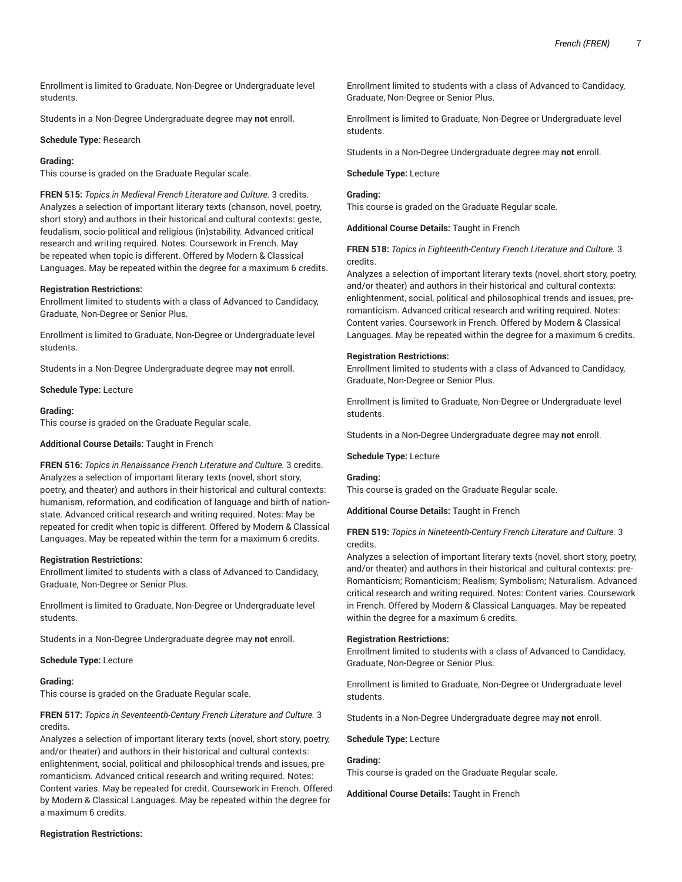Enrollment is limited to Graduate, Non-Degree or Undergraduate level students.

Students in a Non-Degree Undergraduate degree may **not** enroll.

**Schedule Type:** Research

**Grading:**
This course is graded on the Graduate Regular scale.

**FREN 515:** *Topics in Medieval French Literature and Culture.* 3 credits.
Analyzes a selection of important literary texts (chanson, novel, poetry, short story) and authors in their historical and cultural contexts: geste, feudalism, socio-political and religious (in)stability. Advanced critical research and writing required. Notes: Coursework in French. May be repeated when topic is different. Offered by Modern & Classical Languages. May be repeated within the degree for a maximum 6 credits.

**Registration Restrictions:**
Enrollment limited to students with a class of Advanced to Candidacy, Graduate, Non-Degree or Senior Plus.

Enrollment is limited to Graduate, Non-Degree or Undergraduate level students.

Students in a Non-Degree Undergraduate degree may **not** enroll.

**Schedule Type:** Lecture

**Grading:**
This course is graded on the Graduate Regular scale.

**Additional Course Details:** Taught in French

**FREN 516:** *Topics in Renaissance French Literature and Culture.* 3 credits.
Analyzes a selection of important literary texts (novel, short story, poetry, and theater) and authors in their historical and cultural contexts: humanism, reformation, and codification of language and birth of nation-state. Advanced critical research and writing required. Notes: May be repeated for credit when topic is different. Offered by Modern & Classical Languages. May be repeated within the term for a maximum 6 credits.

**Registration Restrictions:**
Enrollment limited to students with a class of Advanced to Candidacy, Graduate, Non-Degree or Senior Plus.

Enrollment is limited to Graduate, Non-Degree or Undergraduate level students.

Students in a Non-Degree Undergraduate degree may **not** enroll.

**Schedule Type:** Lecture

**Grading:**
This course is graded on the Graduate Regular scale.

**FREN 517:** *Topics in Seventeenth-Century French Literature and Culture.* 3 credits.
Analyzes a selection of important literary texts (novel, short story, poetry, and/or theater) and authors in their historical and cultural contexts: enlightenment, social, political and philosophical trends and issues, pre-romanticism. Advanced critical research and writing required. Notes: Content varies. May be repeated for credit. Coursework in French. Offered by Modern & Classical Languages. May be repeated within the degree for a maximum 6 credits.

**Registration Restrictions:**
Enrollment limited to students with a class of Advanced to Candidacy, Graduate, Non-Degree or Senior Plus.

Enrollment is limited to Graduate, Non-Degree or Undergraduate level students.

Students in a Non-Degree Undergraduate degree may **not** enroll.

**Schedule Type:** Lecture

**Grading:**
This course is graded on the Graduate Regular scale.

**Additional Course Details:** Taught in French

**FREN 518:** *Topics in Eighteenth-Century French Literature and Culture.* 3 credits.
Analyzes a selection of important literary texts (novel, short story, poetry, and/or theater) and authors in their historical and cultural contexts: enlightenment, social, political and philosophical trends and issues, pre-romanticism. Advanced critical research and writing required. Notes: Content varies. Coursework in French. Offered by Modern & Classical Languages. May be repeated within the degree for a maximum 6 credits.

**Registration Restrictions:**
Enrollment limited to students with a class of Advanced to Candidacy, Graduate, Non-Degree or Senior Plus.

Enrollment is limited to Graduate, Non-Degree or Undergraduate level students.

Students in a Non-Degree Undergraduate degree may **not** enroll.

**Schedule Type:** Lecture

**Grading:**
This course is graded on the Graduate Regular scale.

**Additional Course Details:** Taught in French

**FREN 519:** *Topics in Nineteenth-Century French Literature and Culture.* 3 credits.
Analyzes a selection of important literary texts (novel, short story, poetry, and/or theater) and authors in their historical and cultural contexts: pre-Romanticism; Romanticism; Realism; Symbolism; Naturalism. Advanced critical research and writing required. Notes: Content varies. Coursework in French. Offered by Modern & Classical Languages. May be repeated within the degree for a maximum 6 credits.

**Registration Restrictions:**
Enrollment limited to students with a class of Advanced to Candidacy, Graduate, Non-Degree or Senior Plus.

Enrollment is limited to Graduate, Non-Degree or Undergraduate level students.

Students in a Non-Degree Undergraduate degree may **not** enroll.

**Schedule Type:** Lecture

**Grading:**
This course is graded on the Graduate Regular scale.

**Additional Course Details:** Taught in French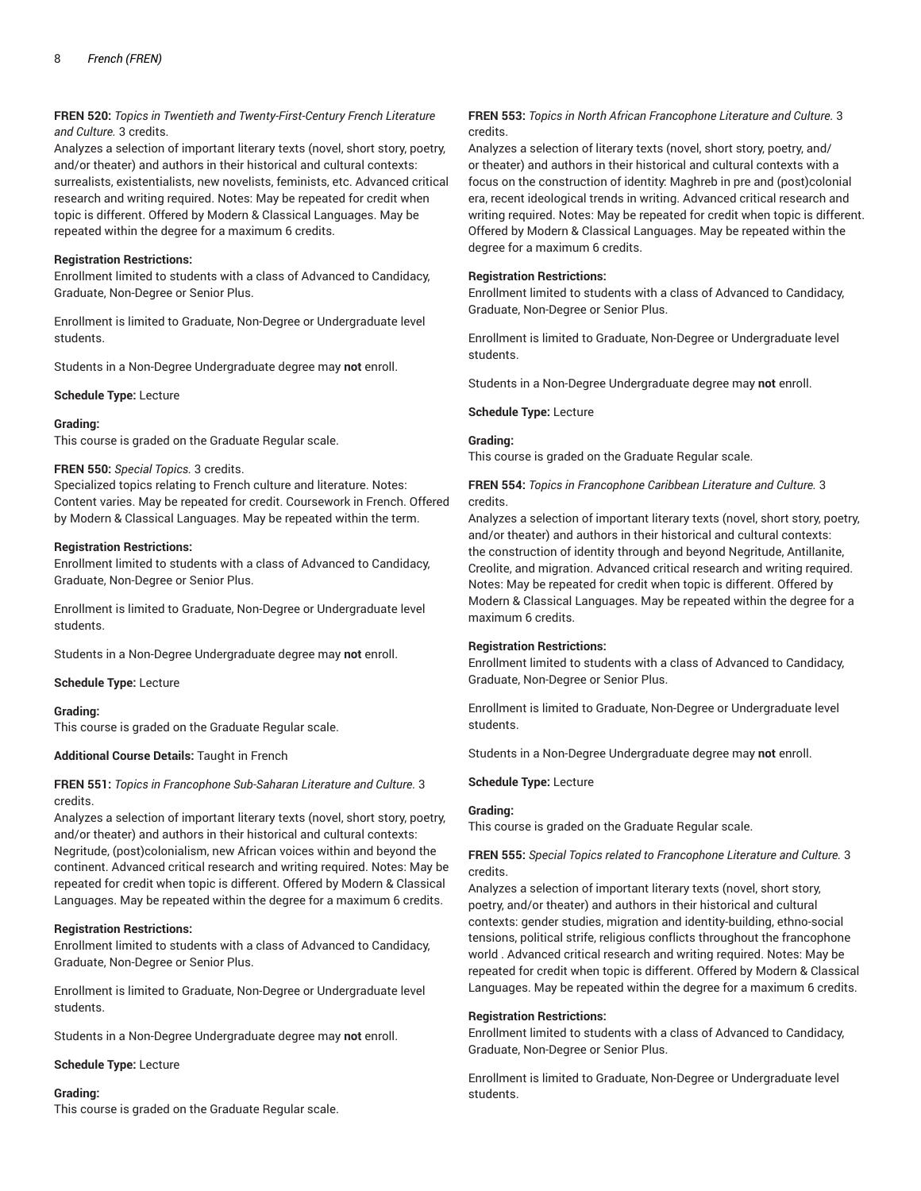**FREN 520:** *Topics in Twentieth and Twenty-First-Century French Literature and Culture.* 3 credits.
Analyzes a selection of important literary texts (novel, short story, poetry, and/or theater) and authors in their historical and cultural contexts: surrealists, existentialists, new novelists, feminists, etc. Advanced critical research and writing required. Notes: May be repeated for credit when topic is different. Offered by Modern & Classical Languages. May be repeated within the degree for a maximum 6 credits.

**Registration Restrictions:**
Enrollment limited to students with a class of Advanced to Candidacy, Graduate, Non-Degree or Senior Plus.

Enrollment is limited to Graduate, Non-Degree or Undergraduate level students.

Students in a Non-Degree Undergraduate degree may **not** enroll.

**Schedule Type:** Lecture

**Grading:**
This course is graded on the Graduate Regular scale.

**FREN 550:** *Special Topics.* 3 credits.
Specialized topics relating to French culture and literature. Notes: Content varies. May be repeated for credit. Coursework in French. Offered by Modern & Classical Languages. May be repeated within the term.

**Registration Restrictions:**
Enrollment limited to students with a class of Advanced to Candidacy, Graduate, Non-Degree or Senior Plus.

Enrollment is limited to Graduate, Non-Degree or Undergraduate level students.

Students in a Non-Degree Undergraduate degree may **not** enroll.

**Schedule Type:** Lecture

**Grading:**
This course is graded on the Graduate Regular scale.

**Additional Course Details:** Taught in French

**FREN 551:** *Topics in Francophone Sub-Saharan Literature and Culture.* 3 credits.
Analyzes a selection of important literary texts (novel, short story, poetry, and/or theater) and authors in their historical and cultural contexts: Negritude, (post)colonialism, new African voices within and beyond the continent. Advanced critical research and writing required. Notes: May be repeated for credit when topic is different. Offered by Modern & Classical Languages. May be repeated within the degree for a maximum 6 credits.

**Registration Restrictions:**
Enrollment limited to students with a class of Advanced to Candidacy, Graduate, Non-Degree or Senior Plus.

Enrollment is limited to Graduate, Non-Degree or Undergraduate level students.

Students in a Non-Degree Undergraduate degree may **not** enroll.

**Schedule Type:** Lecture

**Grading:**
This course is graded on the Graduate Regular scale.

**FREN 553:** *Topics in North African Francophone Literature and Culture.* 3 credits.
Analyzes a selection of literary texts (novel, short story, poetry, and/or theater) and authors in their historical and cultural contexts with a focus on the construction of identity: Maghreb in pre and (post)colonial era, recent ideological trends in writing. Advanced critical research and writing required. Notes: May be repeated for credit when topic is different. Offered by Modern & Classical Languages. May be repeated within the degree for a maximum 6 credits.

**Registration Restrictions:**
Enrollment limited to students with a class of Advanced to Candidacy, Graduate, Non-Degree or Senior Plus.

Enrollment is limited to Graduate, Non-Degree or Undergraduate level students.

Students in a Non-Degree Undergraduate degree may **not** enroll.

**Schedule Type:** Lecture

**Grading:**
This course is graded on the Graduate Regular scale.

**FREN 554:** *Topics in Francophone Caribbean Literature and Culture.* 3 credits.
Analyzes a selection of important literary texts (novel, short story, poetry, and/or theater) and authors in their historical and cultural contexts: the construction of identity through and beyond Negritude, Antillanite, Creolite, and migration. Advanced critical research and writing required. Notes: May be repeated for credit when topic is different. Offered by Modern & Classical Languages. May be repeated within the degree for a maximum 6 credits.

**Registration Restrictions:**
Enrollment limited to students with a class of Advanced to Candidacy, Graduate, Non-Degree or Senior Plus.

Enrollment is limited to Graduate, Non-Degree or Undergraduate level students.

Students in a Non-Degree Undergraduate degree may **not** enroll.

**Schedule Type:** Lecture

**Grading:**
This course is graded on the Graduate Regular scale.

**FREN 555:** *Special Topics related to Francophone Literature and Culture.* 3 credits.
Analyzes a selection of important literary texts (novel, short story, poetry, and/or theater) and authors in their historical and cultural contexts: gender studies, migration and identity-building, ethno-social tensions, political strife, religious conflicts throughout the francophone world . Advanced critical research and writing required. Notes: May be repeated for credit when topic is different. Offered by Modern & Classical Languages. May be repeated within the degree for a maximum 6 credits.

**Registration Restrictions:**
Enrollment limited to students with a class of Advanced to Candidacy, Graduate, Non-Degree or Senior Plus.

Enrollment is limited to Graduate, Non-Degree or Undergraduate level students.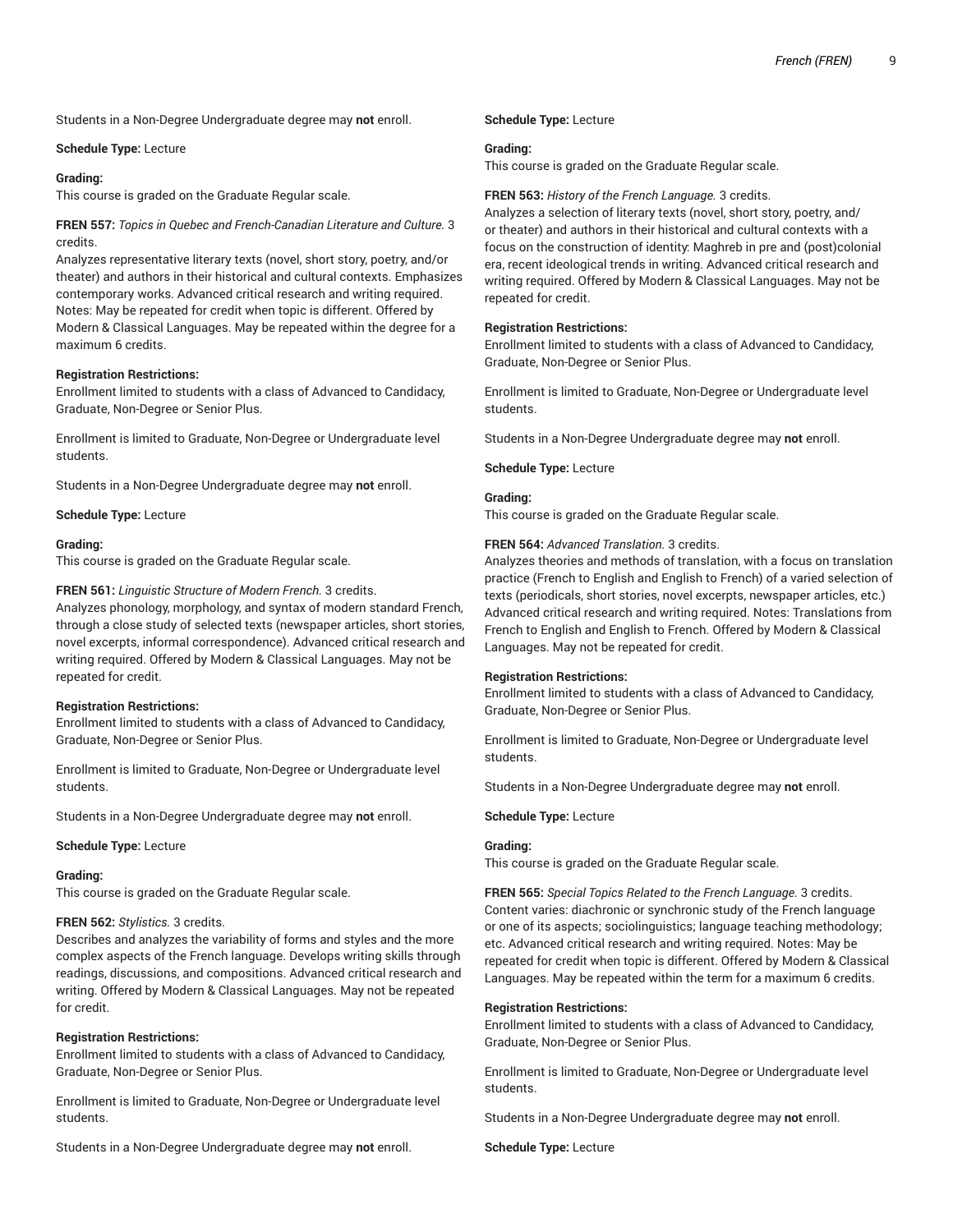Students in a Non-Degree Undergraduate degree may **not** enroll.

**Schedule Type:** Lecture

**Grading:**
This course is graded on the Graduate Regular scale.

**FREN 557:** *Topics in Quebec and French-Canadian Literature and Culture.* 3 credits.
Analyzes representative literary texts (novel, short story, poetry, and/or theater) and authors in their historical and cultural contexts. Emphasizes contemporary works. Advanced critical research and writing required. Notes: May be repeated for credit when topic is different. Offered by Modern & Classical Languages. May be repeated within the degree for a maximum 6 credits.

**Registration Restrictions:**
Enrollment limited to students with a class of Advanced to Candidacy, Graduate, Non-Degree or Senior Plus.

Enrollment is limited to Graduate, Non-Degree or Undergraduate level students.

Students in a Non-Degree Undergraduate degree may **not** enroll.

**Schedule Type:** Lecture

**Grading:**
This course is graded on the Graduate Regular scale.

**FREN 561:** *Linguistic Structure of Modern French.* 3 credits.
Analyzes phonology, morphology, and syntax of modern standard French, through a close study of selected texts (newspaper articles, short stories, novel excerpts, informal correspondence). Advanced critical research and writing required. Offered by Modern & Classical Languages. May not be repeated for credit.

**Registration Restrictions:**
Enrollment limited to students with a class of Advanced to Candidacy, Graduate, Non-Degree or Senior Plus.

Enrollment is limited to Graduate, Non-Degree or Undergraduate level students.

Students in a Non-Degree Undergraduate degree may **not** enroll.

**Schedule Type:** Lecture

**Grading:**
This course is graded on the Graduate Regular scale.

**FREN 562:** *Stylistics.* 3 credits.
Describes and analyzes the variability of forms and styles and the more complex aspects of the French language. Develops writing skills through readings, discussions, and compositions. Advanced critical research and writing. Offered by Modern & Classical Languages. May not be repeated for credit.

**Registration Restrictions:**
Enrollment limited to students with a class of Advanced to Candidacy, Graduate, Non-Degree or Senior Plus.

Enrollment is limited to Graduate, Non-Degree or Undergraduate level students.

Students in a Non-Degree Undergraduate degree may **not** enroll.

**Schedule Type:** Lecture

**Grading:**
This course is graded on the Graduate Regular scale.

**FREN 563:** *History of the French Language.* 3 credits.
Analyzes a selection of literary texts (novel, short story, poetry, and/or theater) and authors in their historical and cultural contexts with a focus on the construction of identity: Maghreb in pre and (post)colonial era, recent ideological trends in writing. Advanced critical research and writing required. Offered by Modern & Classical Languages. May not be repeated for credit.

**Registration Restrictions:**
Enrollment limited to students with a class of Advanced to Candidacy, Graduate, Non-Degree or Senior Plus.

Enrollment is limited to Graduate, Non-Degree or Undergraduate level students.

Students in a Non-Degree Undergraduate degree may **not** enroll.

**Schedule Type:** Lecture

**Grading:**
This course is graded on the Graduate Regular scale.

**FREN 564:** *Advanced Translation.* 3 credits.
Analyzes theories and methods of translation, with a focus on translation practice (French to English and English to French) of a varied selection of texts (periodicals, short stories, novel excerpts, newspaper articles, etc.) Advanced critical research and writing required. Notes: Translations from French to English and English to French. Offered by Modern & Classical Languages. May not be repeated for credit.

**Registration Restrictions:**
Enrollment limited to students with a class of Advanced to Candidacy, Graduate, Non-Degree or Senior Plus.

Enrollment is limited to Graduate, Non-Degree or Undergraduate level students.

Students in a Non-Degree Undergraduate degree may **not** enroll.

**Schedule Type:** Lecture

**Grading:**
This course is graded on the Graduate Regular scale.

**FREN 565:** *Special Topics Related to the French Language.* 3 credits.
Content varies: diachronic or synchronic study of the French language or one of its aspects; sociolinguistics; language teaching methodology; etc. Advanced critical research and writing required. Notes: May be repeated for credit when topic is different. Offered by Modern & Classical Languages. May be repeated within the term for a maximum 6 credits.

**Registration Restrictions:**
Enrollment limited to students with a class of Advanced to Candidacy, Graduate, Non-Degree or Senior Plus.

Enrollment is limited to Graduate, Non-Degree or Undergraduate level students.

Students in a Non-Degree Undergraduate degree may **not** enroll.

**Schedule Type:** Lecture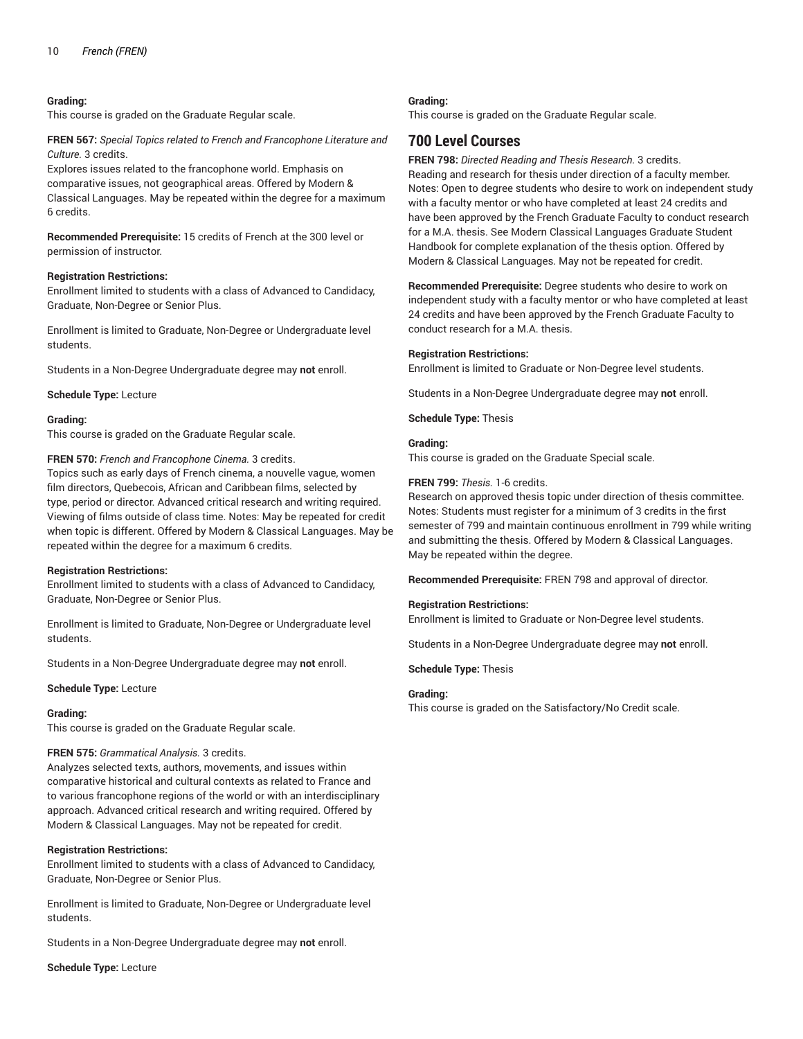**Grading:**
This course is graded on the Graduate Regular scale.

**FREN 567:** *Special Topics related to French and Francophone Literature and Culture.* 3 credits.
Explores issues related to the francophone world. Emphasis on comparative issues, not geographical areas. Offered by Modern & Classical Languages. May be repeated within the degree for a maximum 6 credits.

**Recommended Prerequisite:** 15 credits of French at the 300 level or permission of instructor.

**Registration Restrictions:**
Enrollment limited to students with a class of Advanced to Candidacy, Graduate, Non-Degree or Senior Plus.

Enrollment is limited to Graduate, Non-Degree or Undergraduate level students.

Students in a Non-Degree Undergraduate degree may **not** enroll.

**Schedule Type:** Lecture

**Grading:**
This course is graded on the Graduate Regular scale.

**FREN 570:** *French and Francophone Cinema.* 3 credits.
Topics such as early days of French cinema, a nouvelle vague, women film directors, Quebecois, African and Caribbean films, selected by type, period or director. Advanced critical research and writing required. Viewing of films outside of class time. Notes: May be repeated for credit when topic is different. Offered by Modern & Classical Languages. May be repeated within the degree for a maximum 6 credits.

**Registration Restrictions:**
Enrollment limited to students with a class of Advanced to Candidacy, Graduate, Non-Degree or Senior Plus.

Enrollment is limited to Graduate, Non-Degree or Undergraduate level students.

Students in a Non-Degree Undergraduate degree may **not** enroll.

**Schedule Type:** Lecture

**Grading:**
This course is graded on the Graduate Regular scale.

**FREN 575:** *Grammatical Analysis.* 3 credits.
Analyzes selected texts, authors, movements, and issues within comparative historical and cultural contexts as related to France and to various francophone regions of the world or with an interdisciplinary approach. Advanced critical research and writing required. Offered by Modern & Classical Languages. May not be repeated for credit.

**Registration Restrictions:**
Enrollment limited to students with a class of Advanced to Candidacy, Graduate, Non-Degree or Senior Plus.

Enrollment is limited to Graduate, Non-Degree or Undergraduate level students.

Students in a Non-Degree Undergraduate degree may **not** enroll.

**Schedule Type:** Lecture

**Grading:**
This course is graded on the Graduate Regular scale.

## 700 Level Courses

**FREN 798:** *Directed Reading and Thesis Research.* 3 credits.
Reading and research for thesis under direction of a faculty member. Notes: Open to degree students who desire to work on independent study with a faculty mentor or who have completed at least 24 credits and have been approved by the French Graduate Faculty to conduct research for a M.A. thesis. See Modern Classical Languages Graduate Student Handbook for complete explanation of the thesis option. Offered by Modern & Classical Languages. May not be repeated for credit.

**Recommended Prerequisite:** Degree students who desire to work on independent study with a faculty mentor or who have completed at least 24 credits and have been approved by the French Graduate Faculty to conduct research for a M.A. thesis.

**Registration Restrictions:**
Enrollment is limited to Graduate or Non-Degree level students.

Students in a Non-Degree Undergraduate degree may **not** enroll.

**Schedule Type:** Thesis

**Grading:**
This course is graded on the Graduate Special scale.

**FREN 799:** *Thesis.* 1-6 credits.
Research on approved thesis topic under direction of thesis committee. Notes: Students must register for a minimum of 3 credits in the first semester of 799 and maintain continuous enrollment in 799 while writing and submitting the thesis. Offered by Modern & Classical Languages. May be repeated within the degree.

**Recommended Prerequisite:** FREN 798 and approval of director.

**Registration Restrictions:**
Enrollment is limited to Graduate or Non-Degree level students.

Students in a Non-Degree Undergraduate degree may **not** enroll.

**Schedule Type:** Thesis

**Grading:**
This course is graded on the Satisfactory/No Credit scale.